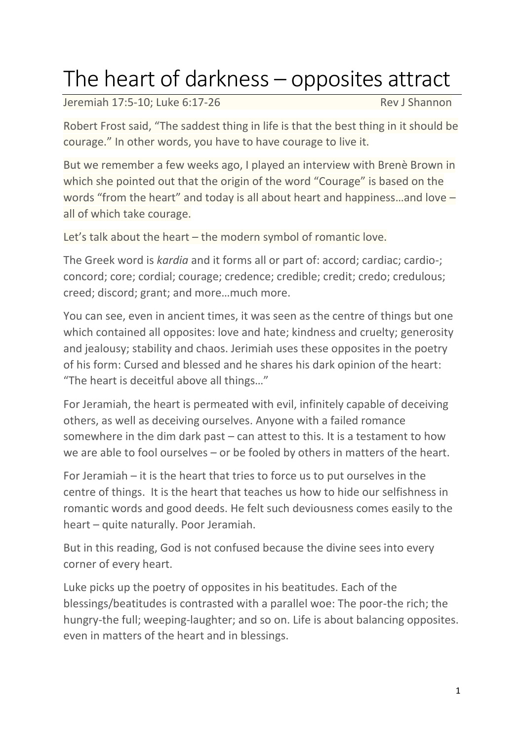# The heart of darkness – opposites attract

Jeremiah 17:5-10; Luke 6:17-26 Rev J Shannon

Robert Frost said, "The saddest thing in life is that the best thing in it should be courage." In other words, you have to have courage to live it.

But we remember a few weeks ago, I played an interview with Brenè Brown in which she pointed out that the origin of the word "Courage" is based on the words "from the heart" and today is all about heart and happiness…and love – all of which take courage.

Let's talk about the heart – the modern symbol of romantic love.

The Greek word is *kardia* and it forms all or part of: accord; cardiac; cardio-; concord; core; cordial; courage; credence; credible; credit; credo; credulous; creed; discord; grant; and more…much more.

You can see, even in ancient times, it was seen as the centre of things but one which contained all opposites: love and hate; kindness and cruelty; generosity and jealousy; stability and chaos. Jerimiah uses these opposites in the poetry of his form: Cursed and blessed and he shares his dark opinion of the heart: "The heart is deceitful above all things…"

For Jeramiah, the heart is permeated with evil, infinitely capable of deceiving others, as well as deceiving ourselves. Anyone with a failed romance somewhere in the dim dark past – can attest to this. It is a testament to how we are able to fool ourselves – or be fooled by others in matters of the heart.

For Jeramiah – it is the heart that tries to force us to put ourselves in the centre of things. It is the heart that teaches us how to hide our selfishness in romantic words and good deeds. He felt such deviousness comes easily to the heart – quite naturally. Poor Jeramiah.

But in this reading, God is not confused because the divine sees into every corner of every heart.

Luke picks up the poetry of opposites in his beatitudes. Each of the blessings/beatitudes is contrasted with a parallel woe: The poor-the rich; the hungry-the full; weeping-laughter; and so on. Life is about balancing opposites. even in matters of the heart and in blessings.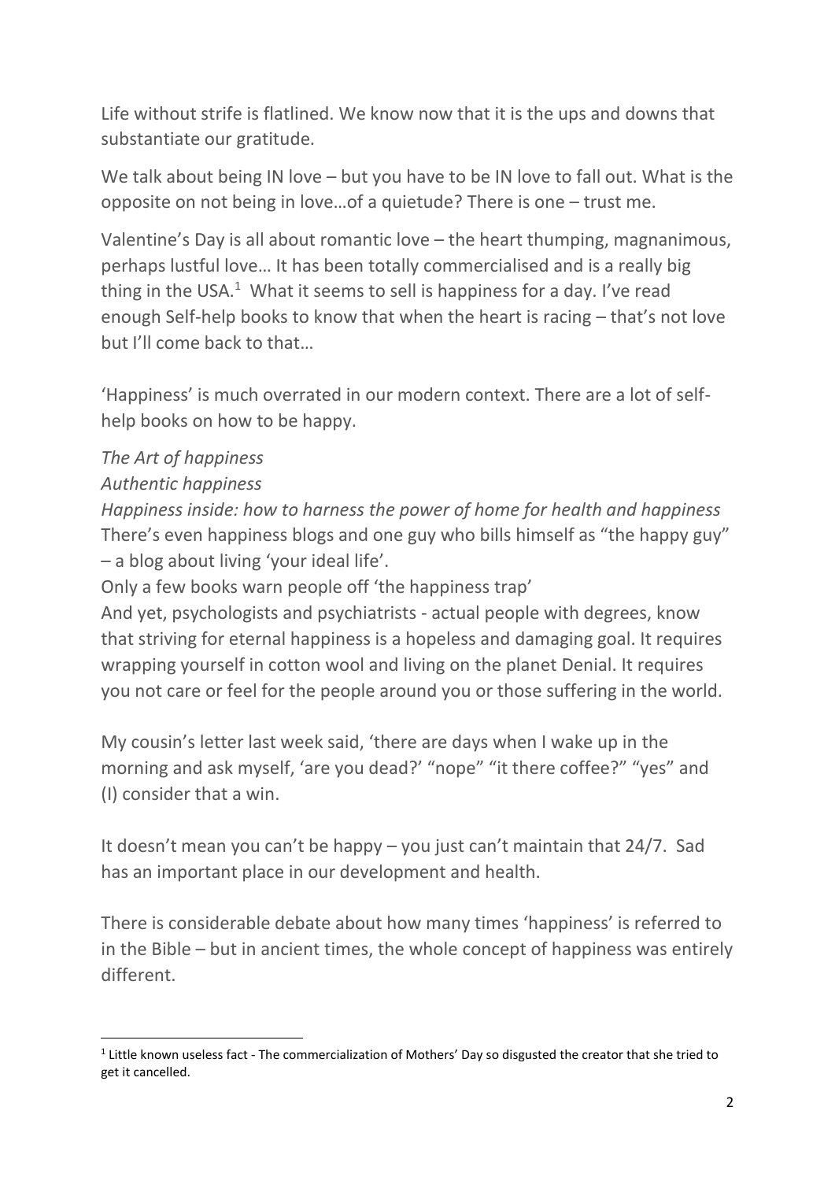Life without strife is flatlined. We know now that it is the ups and downs that substantiate our gratitude.

We talk about being IN love – but you have to be IN love to fall out. What is the opposite on not being in love…of a quietude? There is one – trust me.

Valentine's Day is all about romantic love – the heart thumping, magnanimous, perhaps lustful love… It has been totally commercialised and is a really big thing in the USA.[1] What it seems to sell is happiness for a day. I've read enough Self-help books to know that when the heart is racing – that's not love but I'll come back to that…

'Happiness' is much overrated in our modern context. There are a lot of self-help books on how to be happy.

*The Art of happiness*
*Authentic happiness*
*Happiness inside: how to harness the power of home for health and happiness*
There's even happiness blogs and one guy who bills himself as "the happy guy" – a blog about living 'your ideal life'.
Only a few books warn people off 'the happiness trap'
And yet, psychologists and psychiatrists - actual people with degrees, know that striving for eternal happiness is a hopeless and damaging goal. It requires wrapping yourself in cotton wool and living on the planet Denial. It requires you not care or feel for the people around you or those suffering in the world.

My cousin's letter last week said, 'there are days when I wake up in the morning and ask myself, 'are you dead?' "nope" "it there coffee?" "yes" and (I) consider that a win.

It doesn't mean you can't be happy – you just can't maintain that 24/7. Sad has an important place in our development and health.

There is considerable debate about how many times 'happiness' is referred to in the Bible – but in ancient times, the whole concept of happiness was entirely different.

[1] Little known useless fact - The commercialization of Mothers' Day so disgusted the creator that she tried to get it cancelled.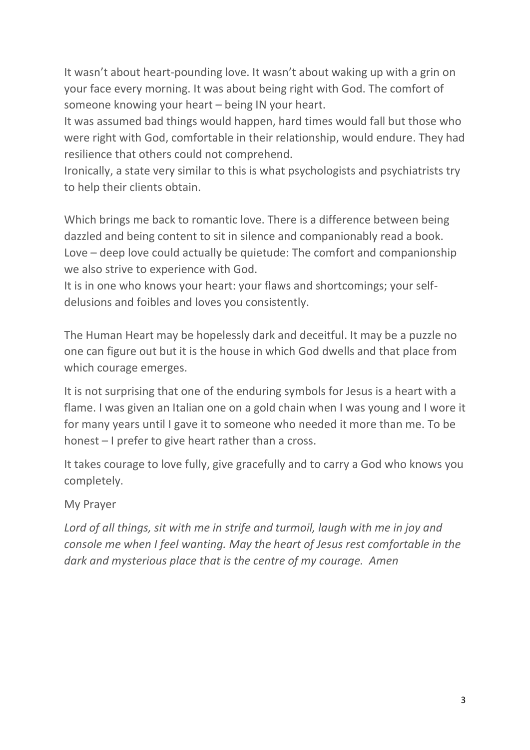It wasn't about heart-pounding love. It wasn't about waking up with a grin on your face every morning. It was about being right with God. The comfort of someone knowing your heart – being IN your heart.

It was assumed bad things would happen, hard times would fall but those who were right with God, comfortable in their relationship, would endure. They had resilience that others could not comprehend.

Ironically, a state very similar to this is what psychologists and psychiatrists try to help their clients obtain.

Which brings me back to romantic love. There is a difference between being dazzled and being content to sit in silence and companionably read a book. Love – deep love could actually be quietude: The comfort and companionship we also strive to experience with God.

It is in one who knows your heart: your flaws and shortcomings; your self-delusions and foibles and loves you consistently.

The Human Heart may be hopelessly dark and deceitful. It may be a puzzle no one can figure out but it is the house in which God dwells and that place from which courage emerges.

It is not surprising that one of the enduring symbols for Jesus is a heart with a flame. I was given an Italian one on a gold chain when I was young and I wore it for many years until I gave it to someone who needed it more than me. To be honest – I prefer to give heart rather than a cross.

It takes courage to love fully, give gracefully and to carry a God who knows you completely.

My Prayer

*Lord of all things, sit with me in strife and turmoil, laugh with me in joy and console me when I feel wanting. May the heart of Jesus rest comfortable in the dark and mysterious place that is the centre of my courage. Amen*